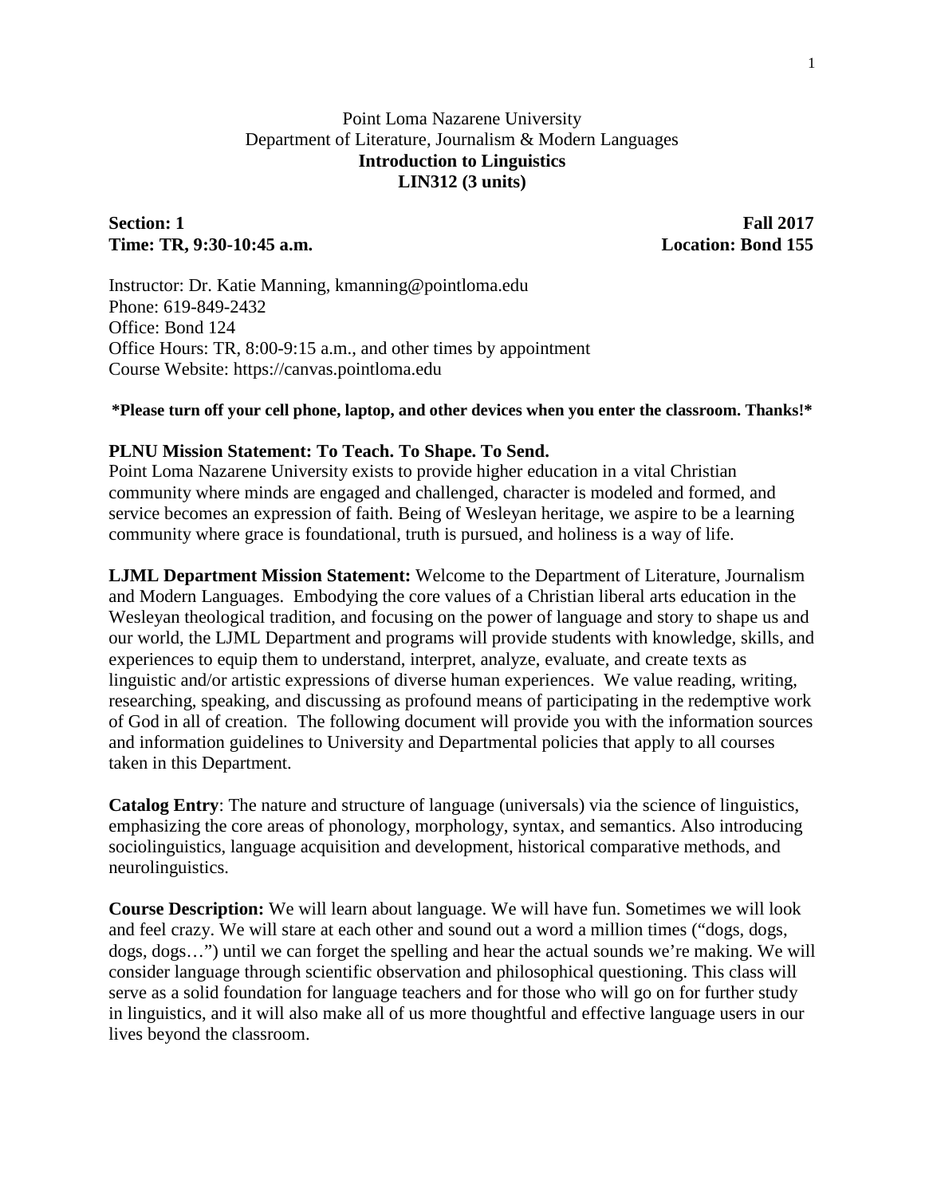Point Loma Nazarene University
Department of Literature, Journalism & Modern Languages

# Introduction to Linguistics
# LIN312 (3 units)

**Section: 1** | **Fall 2017**
**Time: TR, 9:30-10:45 a.m.** | **Location: Bond 155**

Instructor: Dr. Katie Manning, kmanning@pointloma.edu
Phone: 619-849-2432
Office: Bond 124
Office Hours: TR, 8:00-9:15 a.m., and other times by appointment
Course Website: https://canvas.pointloma.edu

**\*Please turn off your cell phone, laptop, and other devices when you enter the classroom. Thanks!\***

**PLNU Mission Statement: To Teach. To Shape. To Send.**
Point Loma Nazarene University exists to provide higher education in a vital Christian community where minds are engaged and challenged, character is modeled and formed, and service becomes an expression of faith. Being of Wesleyan heritage, we aspire to be a learning community where grace is foundational, truth is pursued, and holiness is a way of life.

**LJML Department Mission Statement:** Welcome to the Department of Literature, Journalism and Modern Languages. Embodying the core values of a Christian liberal arts education in the Wesleyan theological tradition, and focusing on the power of language and story to shape us and our world, the LJML Department and programs will provide students with knowledge, skills, and experiences to equip them to understand, interpret, analyze, evaluate, and create texts as linguistic and/or artistic expressions of diverse human experiences. We value reading, writing, researching, speaking, and discussing as profound means of participating in the redemptive work of God in all of creation. The following document will provide you with the information sources and information guidelines to University and Departmental policies that apply to all courses taken in this Department.

**Catalog Entry**: The nature and structure of language (universals) via the science of linguistics, emphasizing the core areas of phonology, morphology, syntax, and semantics. Also introducing sociolinguistics, language acquisition and development, historical comparative methods, and neurolinguistics.

**Course Description:** We will learn about language. We will have fun. Sometimes we will look and feel crazy. We will stare at each other and sound out a word a million times ("dogs, dogs, dogs, dogs…") until we can forget the spelling and hear the actual sounds we're making. We will consider language through scientific observation and philosophical questioning. This class will serve as a solid foundation for language teachers and for those who will go on for further study in linguistics, and it will also make all of us more thoughtful and effective language users in our lives beyond the classroom.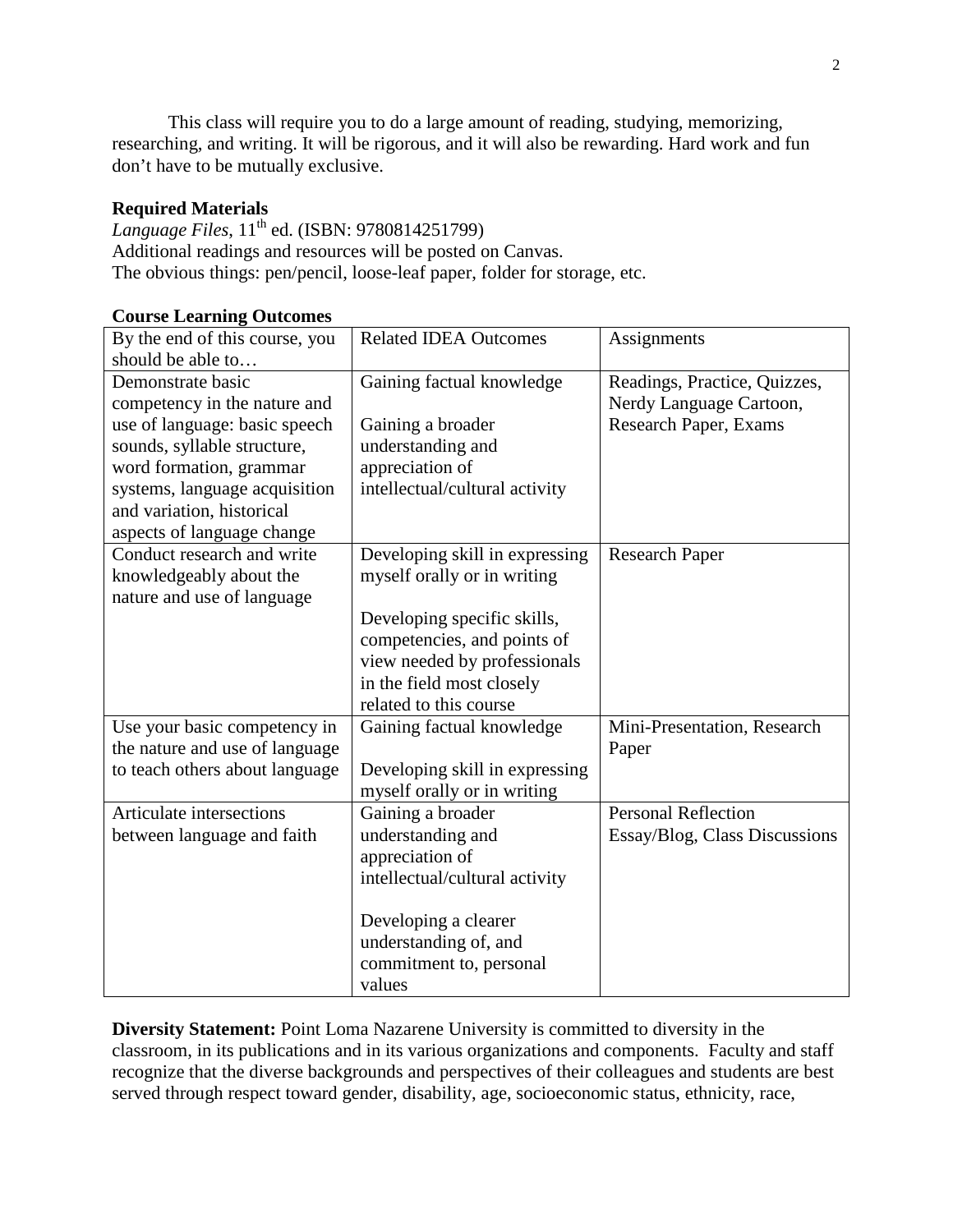This class will require you to do a large amount of reading, studying, memorizing, researching, and writing. It will be rigorous, and it will also be rewarding. Hard work and fun don't have to be mutually exclusive.

**Required Materials**

*Language Files*, 11th ed. (ISBN: 9780814251799)
Additional readings and resources will be posted on Canvas.
The obvious things: pen/pencil, loose-leaf paper, folder for storage, etc.

**Course Learning Outcomes**

| By the end of this course, you should be able to… | Related IDEA Outcomes | Assignments |
|---|---|---|
| Demonstrate basic competency in the nature and use of language: basic speech sounds, syllable structure, word formation, grammar systems, language acquisition and variation, historical aspects of language change | Gaining factual knowledge<br><br>Gaining a broader understanding and appreciation of intellectual/cultural activity | Readings, Practice, Quizzes, Nerdy Language Cartoon, Research Paper, Exams |
| Conduct research and write knowledgeably about the nature and use of language | Developing skill in expressing myself orally or in writing<br><br>Developing specific skills, competencies, and points of view needed by professionals in the field most closely related to this course | Research Paper |
| Use your basic competency in the nature and use of language to teach others about language | Gaining factual knowledge<br><br>Developing skill in expressing myself orally or in writing | Mini-Presentation, Research Paper |
| Articulate intersections between language and faith | Gaining a broader understanding and appreciation of intellectual/cultural activity<br><br>Developing a clearer understanding of, and commitment to, personal values | Personal Reflection Essay/Blog, Class Discussions |

**Diversity Statement:** Point Loma Nazarene University is committed to diversity in the classroom, in its publications and in its various organizations and components. Faculty and staff recognize that the diverse backgrounds and perspectives of their colleagues and students are best served through respect toward gender, disability, age, socioeconomic status, ethnicity, race,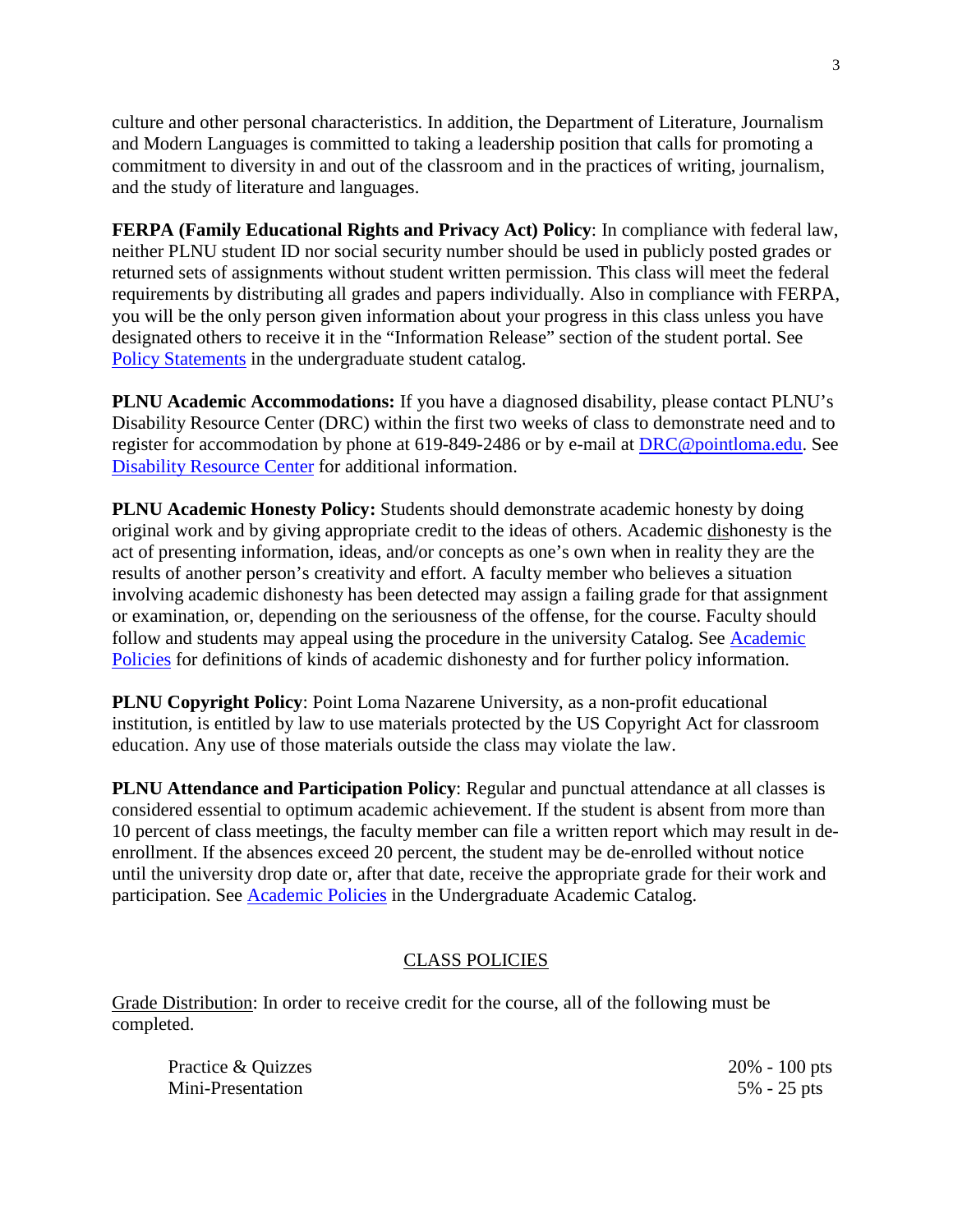culture and other personal characteristics. In addition, the Department of Literature, Journalism and Modern Languages is committed to taking a leadership position that calls for promoting a commitment to diversity in and out of the classroom and in the practices of writing, journalism, and the study of literature and languages.

**FERPA (Family Educational Rights and Privacy Act) Policy**: In compliance with federal law, neither PLNU student ID nor social security number should be used in publicly posted grades or returned sets of assignments without student written permission. This class will meet the federal requirements by distributing all grades and papers individually. Also in compliance with FERPA, you will be the only person given information about your progress in this class unless you have designated others to receive it in the "Information Release" section of the student portal. See Policy Statements in the undergraduate student catalog.

**PLNU Academic Accommodations:** If you have a diagnosed disability, please contact PLNU's Disability Resource Center (DRC) within the first two weeks of class to demonstrate need and to register for accommodation by phone at 619-849-2486 or by e-mail at DRC@pointloma.edu. See Disability Resource Center for additional information.

**PLNU Academic Honesty Policy:** Students should demonstrate academic honesty by doing original work and by giving appropriate credit to the ideas of others. Academic dishonesty is the act of presenting information, ideas, and/or concepts as one's own when in reality they are the results of another person's creativity and effort. A faculty member who believes a situation involving academic dishonesty has been detected may assign a failing grade for that assignment or examination, or, depending on the seriousness of the offense, for the course. Faculty should follow and students may appeal using the procedure in the university Catalog. See Academic Policies for definitions of kinds of academic dishonesty and for further policy information.

**PLNU Copyright Policy**: Point Loma Nazarene University, as a non-profit educational institution, is entitled by law to use materials protected by the US Copyright Act for classroom education. Any use of those materials outside the class may violate the law.

**PLNU Attendance and Participation Policy**: Regular and punctual attendance at all classes is considered essential to optimum academic achievement. If the student is absent from more than 10 percent of class meetings, the faculty member can file a written report which may result in de-enrollment. If the absences exceed 20 percent, the student may be de-enrolled without notice until the university drop date or, after that date, receive the appropriate grade for their work and participation. See Academic Policies in the Undergraduate Academic Catalog.

## CLASS POLICIES

Grade Distribution: In order to receive credit for the course, all of the following must be completed.

| | |
|---|---|
| Practice & Quizzes | 20% - 100 pts |
| Mini-Presentation | 5% - 25 pts |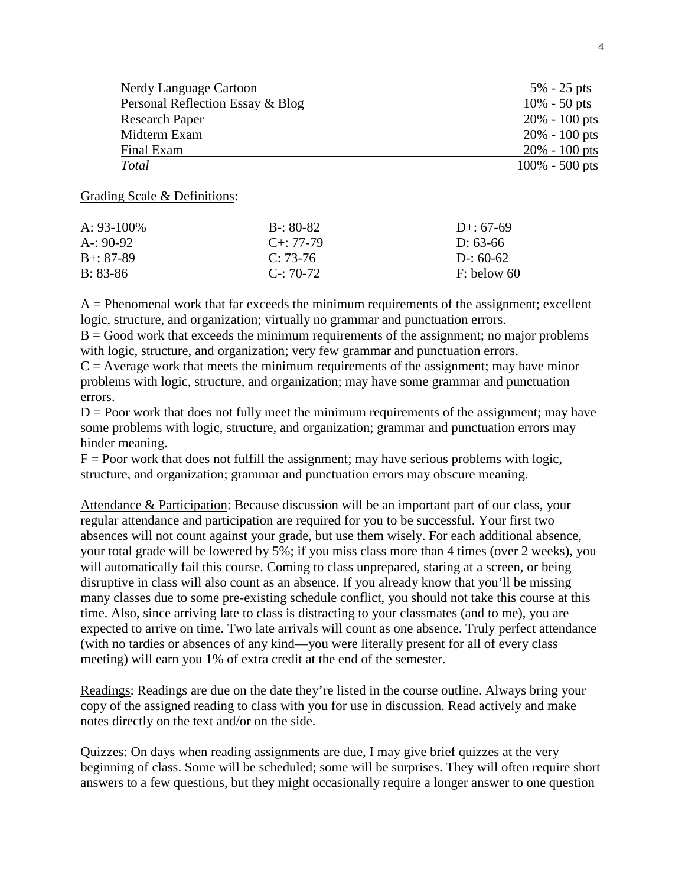| | |
|---|---|
| Nerdy Language Cartoon | 5% - 25 pts |
| Personal Reflection Essay & Blog | 10% - 50 pts |
| Research Paper | 20% - 100 pts |
| Midterm Exam | 20% - 100 pts |
| Final Exam | 20% - 100 pts |
| *Total* | 100% - 500 pts |

Grading Scale & Definitions:

| | | |
|---|---|---|
| A: 93-100% | B-: 80-82 | D+: 67-69 |
| A-: 90-92 | C+: 77-79 | D: 63-66 |
| B+: 87-89 | C: 73-76 | D-: 60-62 |
| B: 83-86 | C-: 70-72 | F: below 60 |

A = Phenomenal work that far exceeds the minimum requirements of the assignment; excellent logic, structure, and organization; virtually no grammar and punctuation errors.
B = Good work that exceeds the minimum requirements of the assignment; no major problems with logic, structure, and organization; very few grammar and punctuation errors.
C = Average work that meets the minimum requirements of the assignment; may have minor problems with logic, structure, and organization; may have some grammar and punctuation errors.
D = Poor work that does not fully meet the minimum requirements of the assignment; may have some problems with logic, structure, and organization; grammar and punctuation errors may hinder meaning.
F = Poor work that does not fulfill the assignment; may have serious problems with logic, structure, and organization; grammar and punctuation errors may obscure meaning.

Attendance & Participation: Because discussion will be an important part of our class, your regular attendance and participation are required for you to be successful. Your first two absences will not count against your grade, but use them wisely. For each additional absence, your total grade will be lowered by 5%; if you miss class more than 4 times (over 2 weeks), you will automatically fail this course. Coming to class unprepared, staring at a screen, or being disruptive in class will also count as an absence. If you already know that you'll be missing many classes due to some pre-existing schedule conflict, you should not take this course at this time. Also, since arriving late to class is distracting to your classmates (and to me), you are expected to arrive on time. Two late arrivals will count as one absence. Truly perfect attendance (with no tardies or absences of any kind—you were literally present for all of every class meeting) will earn you 1% of extra credit at the end of the semester.

Readings: Readings are due on the date they're listed in the course outline. Always bring your copy of the assigned reading to class with you for use in discussion. Read actively and make notes directly on the text and/or on the side.

Quizzes: On days when reading assignments are due, I may give brief quizzes at the very beginning of class. Some will be scheduled; some will be surprises. They will often require short answers to a few questions, but they might occasionally require a longer answer to one question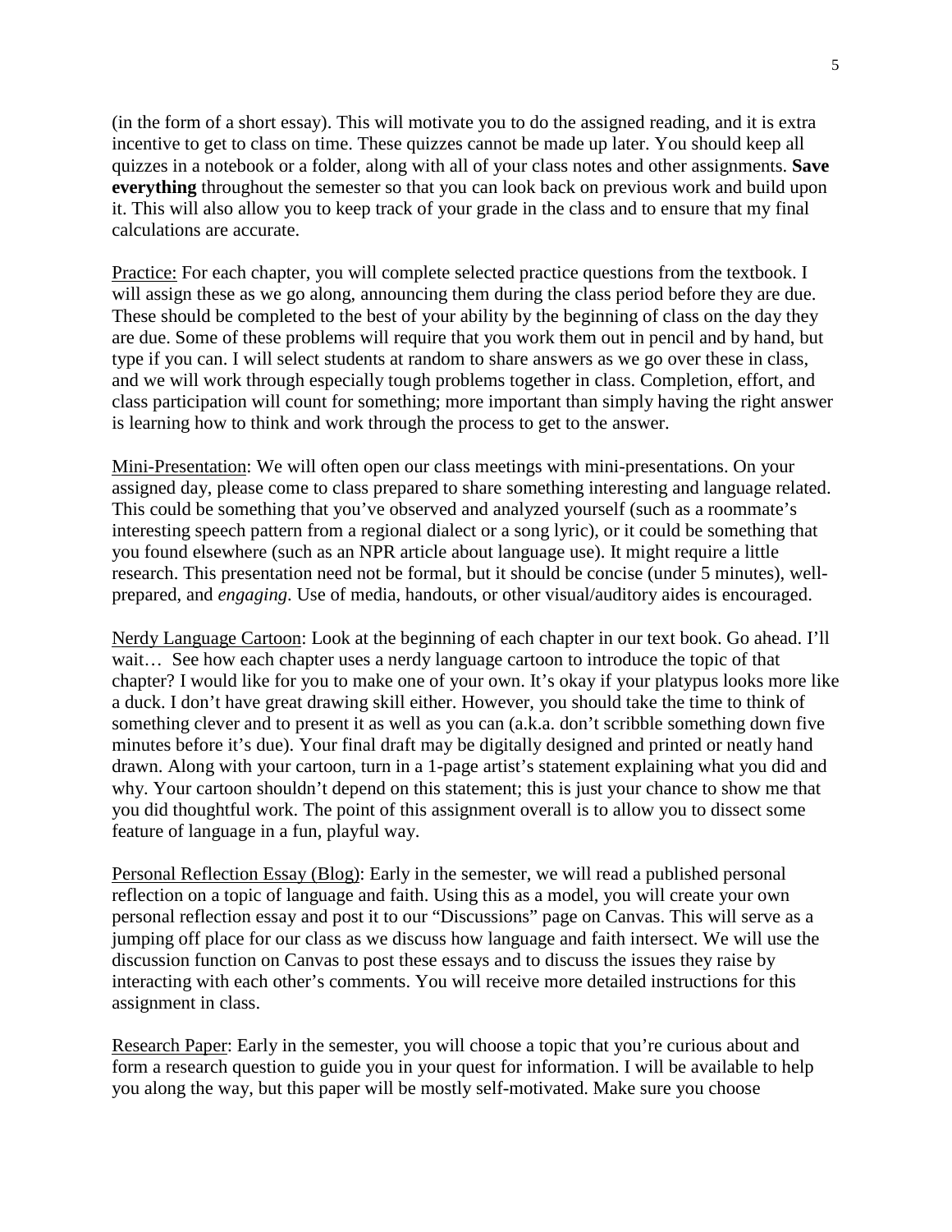(in the form of a short essay). This will motivate you to do the assigned reading, and it is extra incentive to get to class on time. These quizzes cannot be made up later. You should keep all quizzes in a notebook or a folder, along with all of your class notes and other assignments. **Save everything** throughout the semester so that you can look back on previous work and build upon it. This will also allow you to keep track of your grade in the class and to ensure that my final calculations are accurate.

<u>Practice:</u> For each chapter, you will complete selected practice questions from the textbook. I will assign these as we go along, announcing them during the class period before they are due. These should be completed to the best of your ability by the beginning of class on the day they are due. Some of these problems will require that you work them out in pencil and by hand, but type if you can. I will select students at random to share answers as we go over these in class, and we will work through especially tough problems together in class. Completion, effort, and class participation will count for something; more important than simply having the right answer is learning how to think and work through the process to get to the answer.

<u>Mini-Presentation</u>: We will often open our class meetings with mini-presentations. On your assigned day, please come to class prepared to share something interesting and language related. This could be something that you've observed and analyzed yourself (such as a roommate's interesting speech pattern from a regional dialect or a song lyric), or it could be something that you found elsewhere (such as an NPR article about language use). It might require a little research. This presentation need not be formal, but it should be concise (under 5 minutes), well-prepared, and *engaging*. Use of media, handouts, or other visual/auditory aides is encouraged.

<u>Nerdy Language Cartoon</u>: Look at the beginning of each chapter in our text book. Go ahead. I'll wait… See how each chapter uses a nerdy language cartoon to introduce the topic of that chapter? I would like for you to make one of your own. It's okay if your platypus looks more like a duck. I don't have great drawing skill either. However, you should take the time to think of something clever and to present it as well as you can (a.k.a. don't scribble something down five minutes before it's due). Your final draft may be digitally designed and printed or neatly hand drawn. Along with your cartoon, turn in a 1-page artist's statement explaining what you did and why. Your cartoon shouldn't depend on this statement; this is just your chance to show me that you did thoughtful work. The point of this assignment overall is to allow you to dissect some feature of language in a fun, playful way.

<u>Personal Reflection Essay (Blog)</u>: Early in the semester, we will read a published personal reflection on a topic of language and faith. Using this as a model, you will create your own personal reflection essay and post it to our "Discussions" page on Canvas. This will serve as a jumping off place for our class as we discuss how language and faith intersect. We will use the discussion function on Canvas to post these essays and to discuss the issues they raise by interacting with each other's comments. You will receive more detailed instructions for this assignment in class.

<u>Research Paper</u>: Early in the semester, you will choose a topic that you're curious about and form a research question to guide you in your quest for information. I will be available to help you along the way, but this paper will be mostly self-motivated. Make sure you choose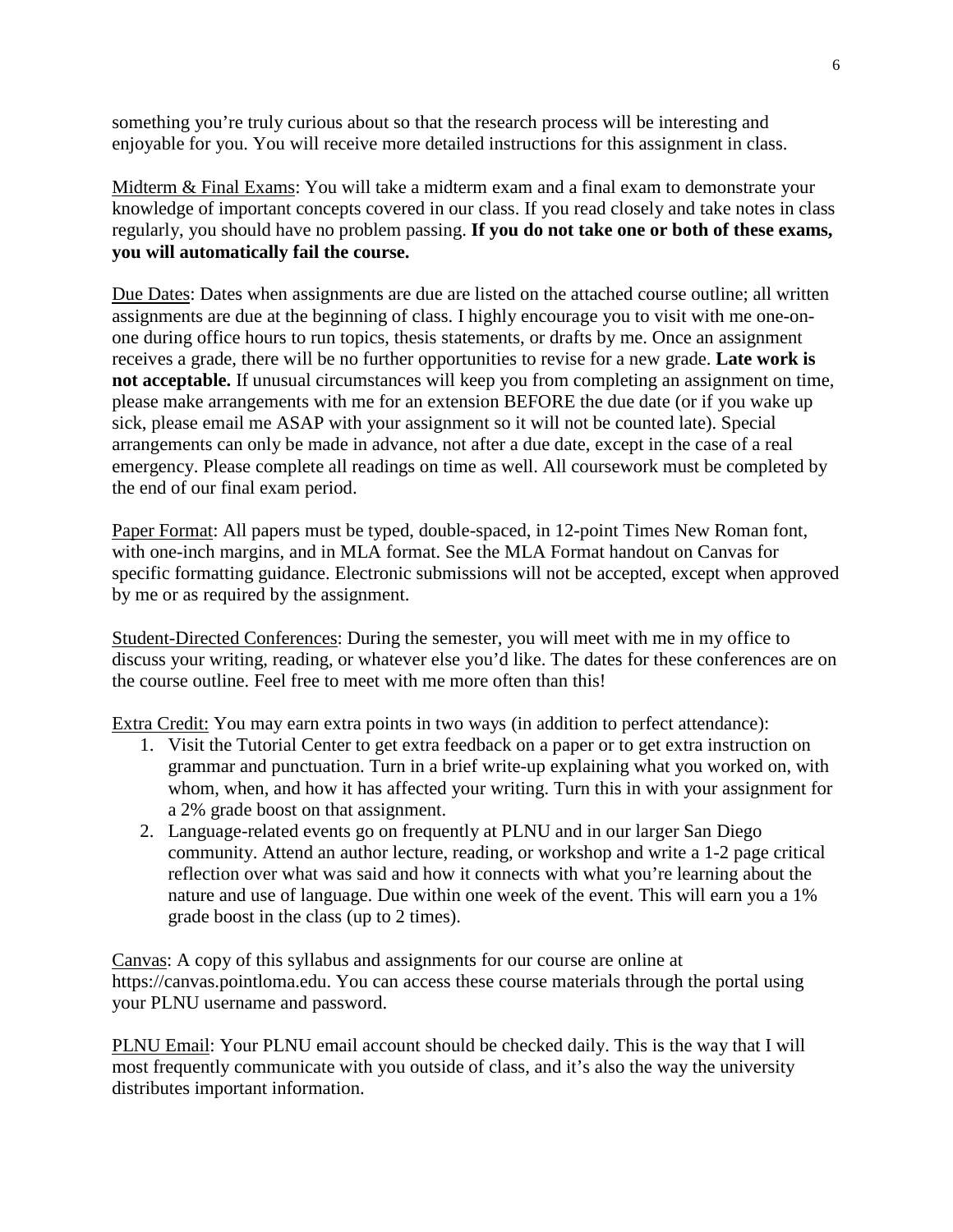something you're truly curious about so that the research process will be interesting and enjoyable for you. You will receive more detailed instructions for this assignment in class.

Midterm & Final Exams: You will take a midterm exam and a final exam to demonstrate your knowledge of important concepts covered in our class. If you read closely and take notes in class regularly, you should have no problem passing. **If you do not take one or both of these exams, you will automatically fail the course.**

Due Dates: Dates when assignments are due are listed on the attached course outline; all written assignments are due at the beginning of class. I highly encourage you to visit with me one-on-one during office hours to run topics, thesis statements, or drafts by me. Once an assignment receives a grade, there will be no further opportunities to revise for a new grade. **Late work is not acceptable.** If unusual circumstances will keep you from completing an assignment on time, please make arrangements with me for an extension BEFORE the due date (or if you wake up sick, please email me ASAP with your assignment so it will not be counted late). Special arrangements can only be made in advance, not after a due date, except in the case of a real emergency. Please complete all readings on time as well. All coursework must be completed by the end of our final exam period.

Paper Format: All papers must be typed, double-spaced, in 12-point Times New Roman font, with one-inch margins, and in MLA format. See the MLA Format handout on Canvas for specific formatting guidance. Electronic submissions will not be accepted, except when approved by me or as required by the assignment.

Student-Directed Conferences: During the semester, you will meet with me in my office to discuss your writing, reading, or whatever else you'd like. The dates for these conferences are on the course outline. Feel free to meet with me more often than this!

Extra Credit: You may earn extra points in two ways (in addition to perfect attendance):

1. Visit the Tutorial Center to get extra feedback on a paper or to get extra instruction on grammar and punctuation. Turn in a brief write-up explaining what you worked on, with whom, when, and how it has affected your writing. Turn this in with your assignment for a 2% grade boost on that assignment.
2. Language-related events go on frequently at PLNU and in our larger San Diego community. Attend an author lecture, reading, or workshop and write a 1-2 page critical reflection over what was said and how it connects with what you're learning about the nature and use of language. Due within one week of the event. This will earn you a 1% grade boost in the class (up to 2 times).

Canvas: A copy of this syllabus and assignments for our course are online at https://canvas.pointloma.edu. You can access these course materials through the portal using your PLNU username and password.

PLNU Email: Your PLNU email account should be checked daily. This is the way that I will most frequently communicate with you outside of class, and it's also the way the university distributes important information.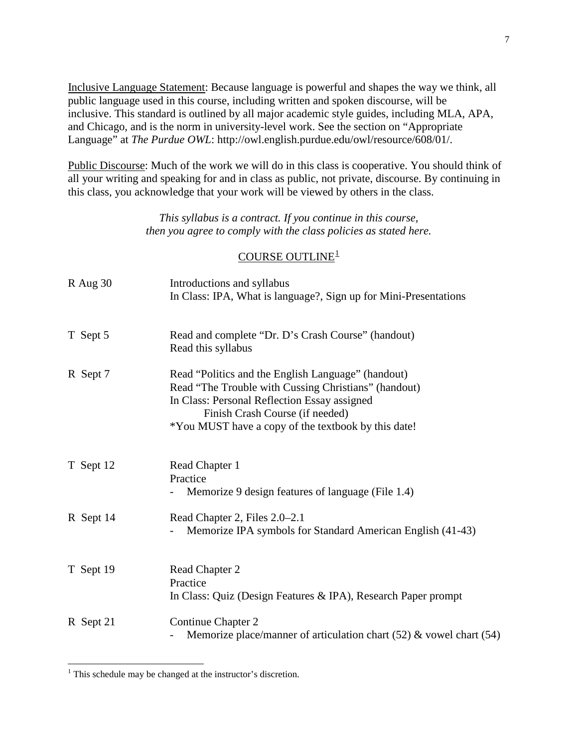Inclusive Language Statement: Because language is powerful and shapes the way we think, all public language used in this course, including written and spoken discourse, will be inclusive. This standard is outlined by all major academic style guides, including MLA, APA, and Chicago, and is the norm in university-level work. See the section on "Appropriate Language" at *The Purdue OWL*: http://owl.english.purdue.edu/owl/resource/608/01/.

Public Discourse: Much of the work we will do in this class is cooperative. You should think of all your writing and speaking for and in class as public, not private, discourse. By continuing in this class, you acknowledge that your work will be viewed by others in the class.

*This syllabus is a contract. If you continue in this course, then you agree to comply with the class policies as stated here.*

## COURSE OUTLINE[1]

| | |
|---|---|
| R Aug 30 | Introductions and syllabus<br>In Class: IPA, What is language?, Sign up for Mini-Presentations |
| T Sept 5 | Read and complete "Dr. D's Crash Course" (handout)<br>Read this syllabus |
| R Sept 7 | Read "Politics and the English Language" (handout)<br>Read "The Trouble with Cussing Christians" (handout)<br>In Class: Personal Reflection Essay assigned<br>Finish Crash Course (if needed)<br>*You MUST have a copy of the textbook by this date! |
| T Sept 12 | Read Chapter 1<br>Practice<br>- Memorize 9 design features of language (File 1.4) |
| R Sept 14 | Read Chapter 2, Files 2.0–2.1<br>- Memorize IPA symbols for Standard American English (41-43) |
| T Sept 19 | Read Chapter 2<br>Practice<br>In Class: Quiz (Design Features & IPA), Research Paper prompt |
| R Sept 21 | Continue Chapter 2<br>- Memorize place/manner of articulation chart (52) & vowel chart (54) |

[1] This schedule may be changed at the instructor's discretion.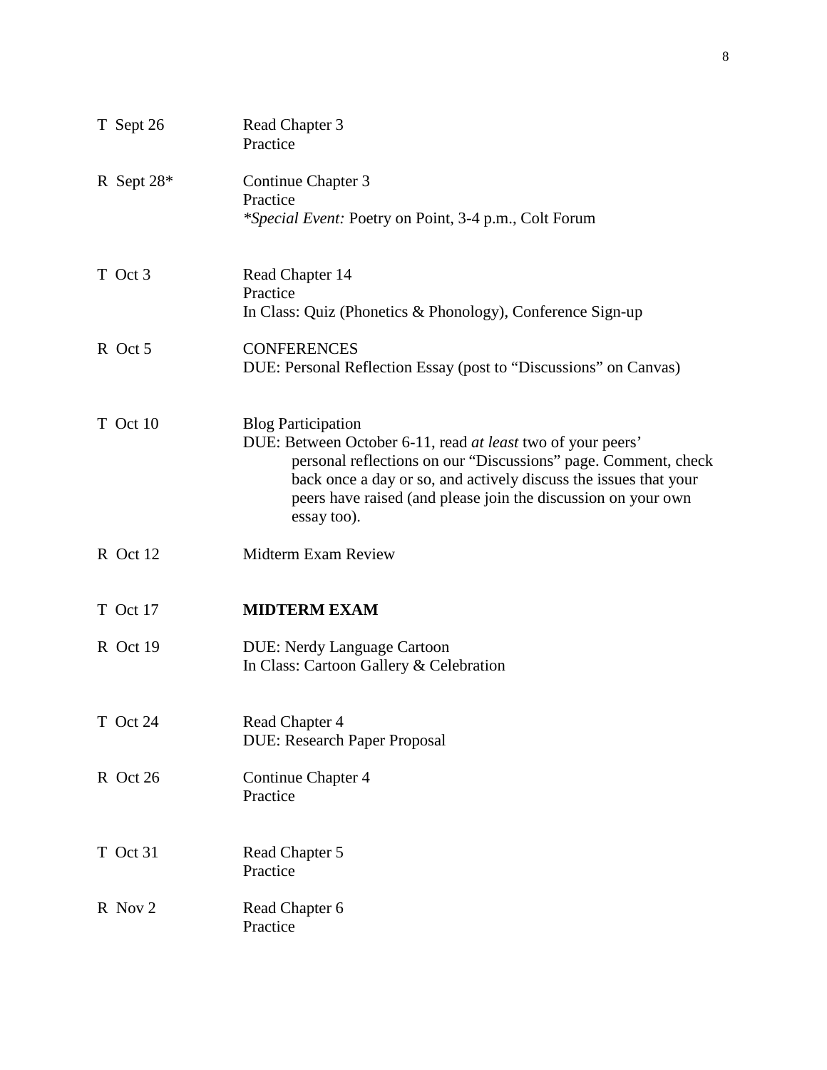| | |
|---|---|
| T Sept 26 | Read Chapter 3<br>Practice |
| R Sept 28* | Continue Chapter 3<br>Practice<br>*\*Special Event:* Poetry on Point, 3-4 p.m., Colt Forum |
| T Oct 3 | Read Chapter 14<br>Practice<br>In Class: Quiz (Phonetics & Phonology), Conference Sign-up |
| R Oct 5 | CONFERENCES<br>DUE: Personal Reflection Essay (post to "Discussions" on Canvas) |
| T Oct 10 | Blog Participation<br>DUE: Between October 6-11, read *at least* two of your peers' personal reflections on our "Discussions" page. Comment, check back once a day or so, and actively discuss the issues that your peers have raised (and please join the discussion on your own essay too). |
| R Oct 12 | Midterm Exam Review |
| T Oct 17 | **MIDTERM EXAM** |
| R Oct 19 | DUE: Nerdy Language Cartoon<br>In Class: Cartoon Gallery & Celebration |
| T Oct 24 | Read Chapter 4<br>DUE: Research Paper Proposal |
| R Oct 26 | Continue Chapter 4<br>Practice |
| T Oct 31 | Read Chapter 5<br>Practice |
| R Nov 2 | Read Chapter 6<br>Practice |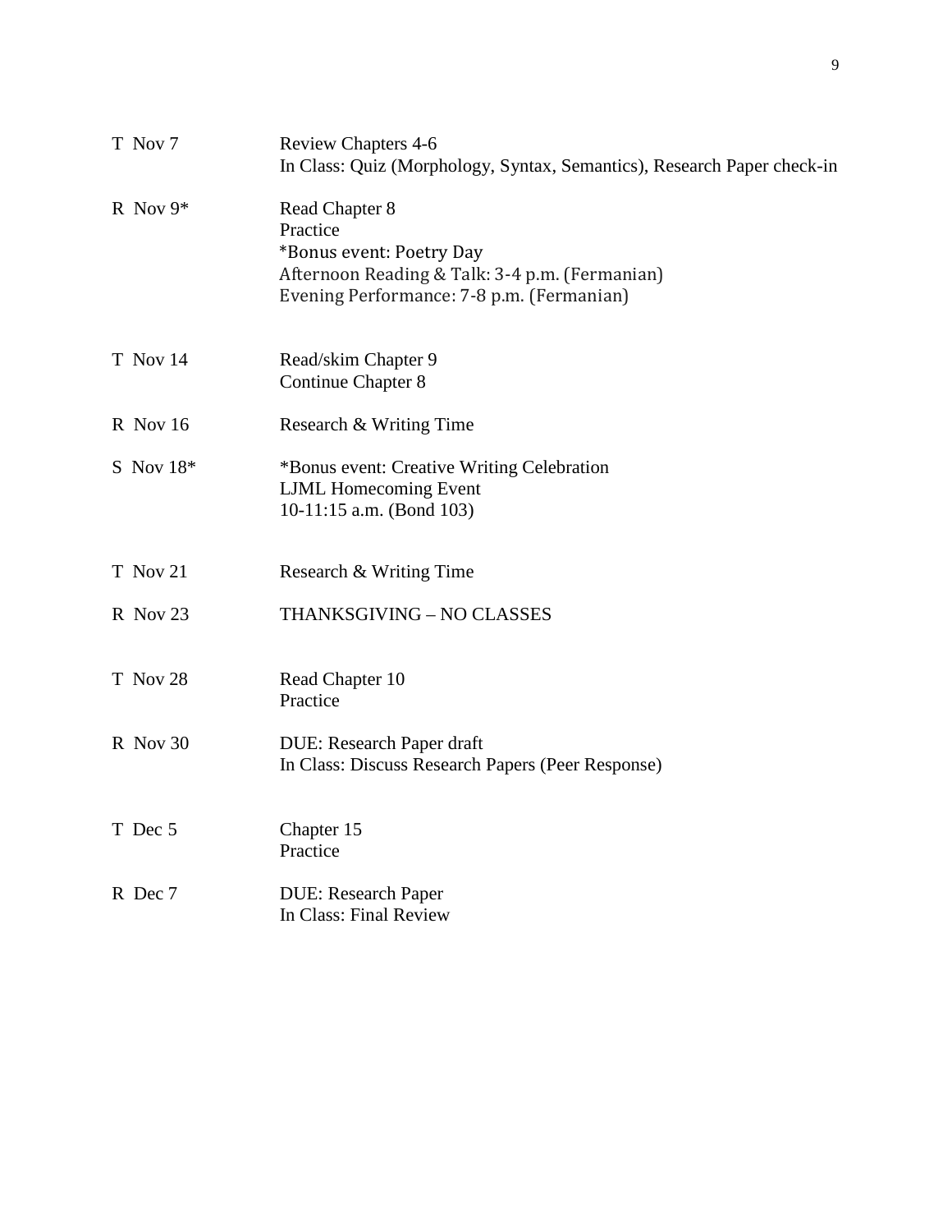| | |
|---|---|
| T Nov 7 | Review Chapters 4-6<br>In Class: Quiz (Morphology, Syntax, Semantics), Research Paper check-in |
| R Nov 9* | Read Chapter 8<br>Practice<br>*Bonus event: Poetry Day<br>Afternoon Reading & Talk: 3-4 p.m. (Fermanian)<br>Evening Performance: 7-8 p.m. (Fermanian) |
| T Nov 14 | Read/skim Chapter 9<br>Continue Chapter 8 |
| R Nov 16 | Research & Writing Time |
| S Nov 18* | *Bonus event: Creative Writing Celebration<br>LJML Homecoming Event<br>10-11:15 a.m. (Bond 103) |
| T Nov 21 | Research & Writing Time |
| R Nov 23 | THANKSGIVING – NO CLASSES |
| T Nov 28 | Read Chapter 10<br>Practice |
| R Nov 30 | DUE: Research Paper draft<br>In Class: Discuss Research Papers (Peer Response) |
| T Dec 5 | Chapter 15<br>Practice |
| R Dec 7 | DUE: Research Paper<br>In Class: Final Review |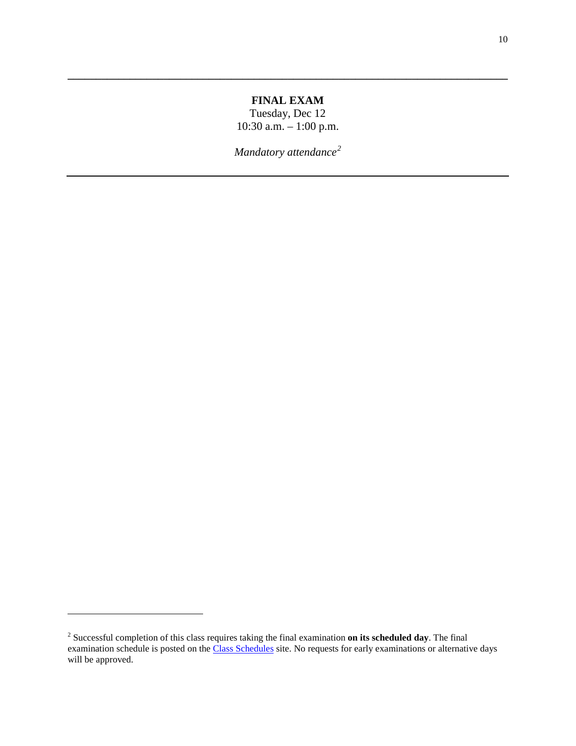---

**FINAL EXAM**

Tuesday, Dec 12

10:30 a.m. – 1:00 p.m.

*Mandatory attendance*[2]

---

[2] Successful completion of this class requires taking the final examination **on its scheduled day**. The final examination schedule is posted on the Class Schedules site. No requests for early examinations or alternative days will be approved.